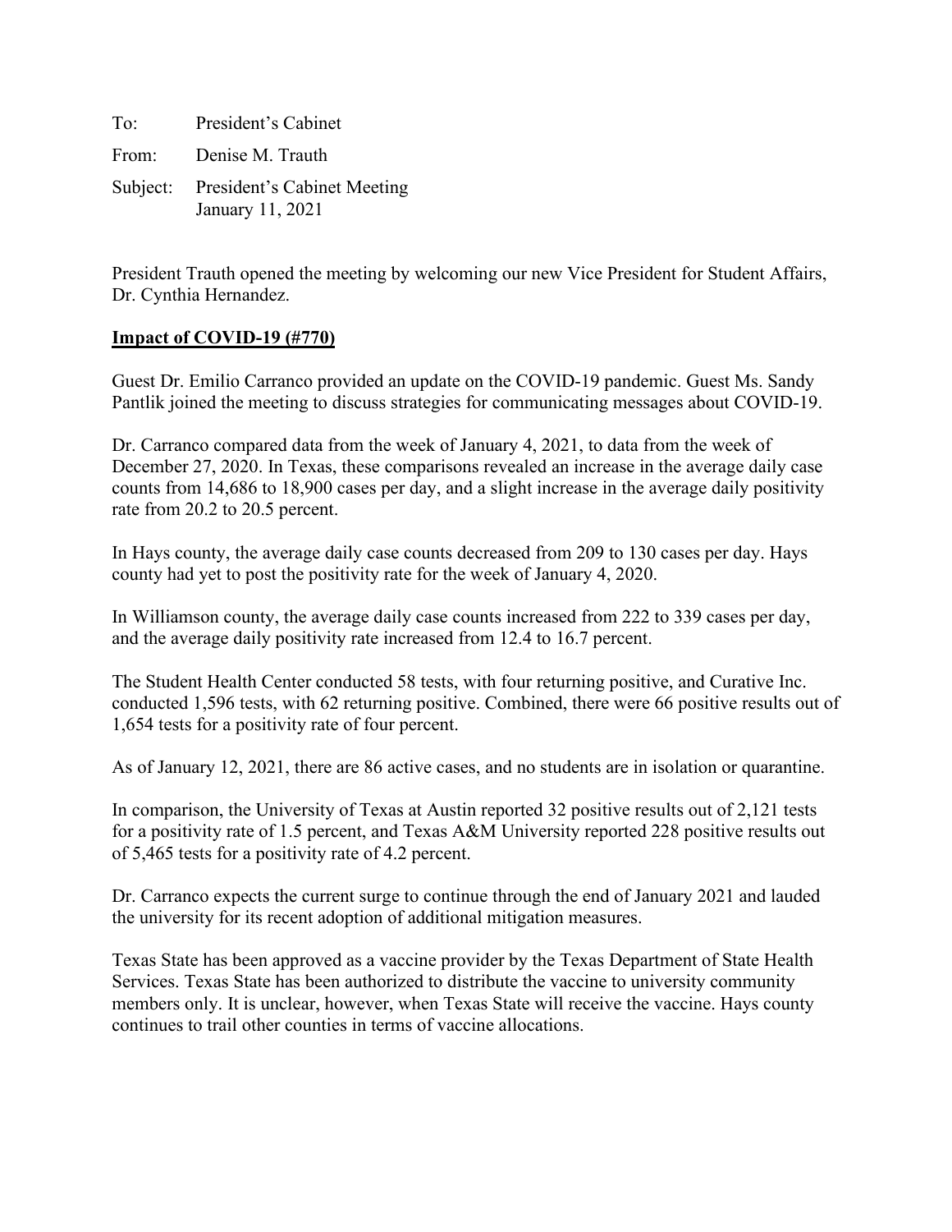To: President's Cabinet

From: Denise M. Trauth

Subject: President's Cabinet Meeting
January 11, 2021

President Trauth opened the meeting by welcoming our new Vice President for Student Affairs, Dr. Cynthia Hernandez.

**Impact of COVID-19 (#770)**

Guest Dr. Emilio Carranco provided an update on the COVID-19 pandemic. Guest Ms. Sandy Pantlik joined the meeting to discuss strategies for communicating messages about COVID-19.

Dr. Carranco compared data from the week of January 4, 2021, to data from the week of December 27, 2020. In Texas, these comparisons revealed an increase in the average daily case counts from 14,686 to 18,900 cases per day, and a slight increase in the average daily positivity rate from 20.2 to 20.5 percent.

In Hays county, the average daily case counts decreased from 209 to 130 cases per day. Hays county had yet to post the positivity rate for the week of January 4, 2020.

In Williamson county, the average daily case counts increased from 222 to 339 cases per day, and the average daily positivity rate increased from 12.4 to 16.7 percent.

The Student Health Center conducted 58 tests, with four returning positive, and Curative Inc. conducted 1,596 tests, with 62 returning positive. Combined, there were 66 positive results out of 1,654 tests for a positivity rate of four percent.

As of January 12, 2021, there are 86 active cases, and no students are in isolation or quarantine.

In comparison, the University of Texas at Austin reported 32 positive results out of 2,121 tests for a positivity rate of 1.5 percent, and Texas A&M University reported 228 positive results out of 5,465 tests for a positivity rate of 4.2 percent.

Dr. Carranco expects the current surge to continue through the end of January 2021 and lauded the university for its recent adoption of additional mitigation measures.

Texas State has been approved as a vaccine provider by the Texas Department of State Health Services. Texas State has been authorized to distribute the vaccine to university community members only. It is unclear, however, when Texas State will receive the vaccine. Hays county continues to trail other counties in terms of vaccine allocations.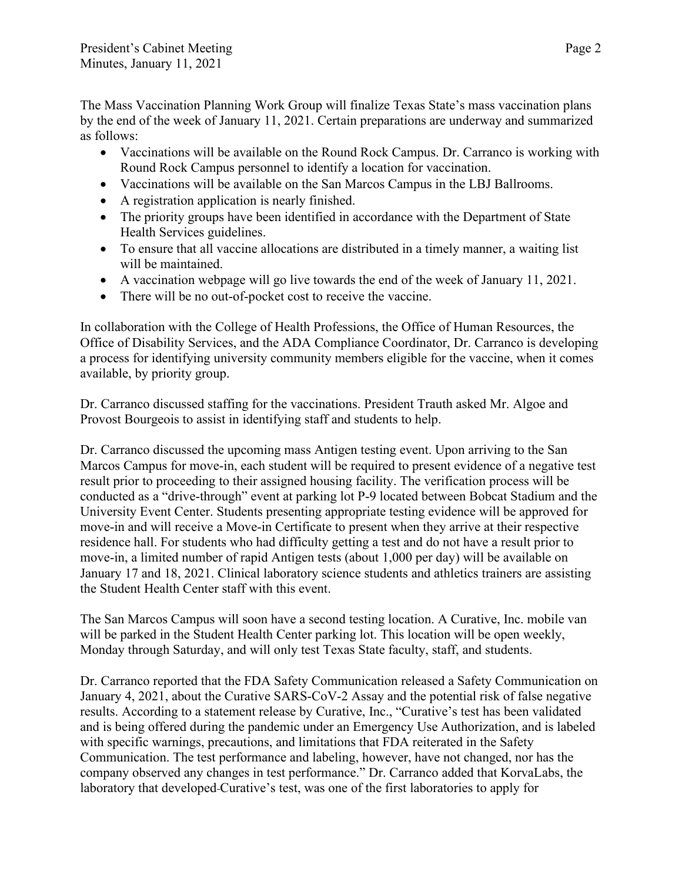The Mass Vaccination Planning Work Group will finalize Texas State's mass vaccination plans by the end of the week of January 11, 2021. Certain preparations are underway and summarized as follows:

- Vaccinations will be available on the Round Rock Campus. Dr. Carranco is working with Round Rock Campus personnel to identify a location for vaccination.
- Vaccinations will be available on the San Marcos Campus in the LBJ Ballrooms.
- A registration application is nearly finished.
- The priority groups have been identified in accordance with the Department of State Health Services guidelines.
- To ensure that all vaccine allocations are distributed in a timely manner, a waiting list will be maintained.
- A vaccination webpage will go live towards the end of the week of January 11, 2021.
- There will be no out-of-pocket cost to receive the vaccine.

In collaboration with the College of Health Professions, the Office of Human Resources, the Office of Disability Services, and the ADA Compliance Coordinator, Dr. Carranco is developing a process for identifying university community members eligible for the vaccine, when it comes available, by priority group.

Dr. Carranco discussed staffing for the vaccinations. President Trauth asked Mr. Algoe and Provost Bourgeois to assist in identifying staff and students to help.

Dr. Carranco discussed the upcoming mass Antigen testing event. Upon arriving to the San Marcos Campus for move-in, each student will be required to present evidence of a negative test result prior to proceeding to their assigned housing facility. The verification process will be conducted as a "drive-through" event at parking lot P-9 located between Bobcat Stadium and the University Event Center. Students presenting appropriate testing evidence will be approved for move-in and will receive a Move-in Certificate to present when they arrive at their respective residence hall. For students who had difficulty getting a test and do not have a result prior to move-in, a limited number of rapid Antigen tests (about 1,000 per day) will be available on January 17 and 18, 2021. Clinical laboratory science students and athletics trainers are assisting the Student Health Center staff with this event.

The San Marcos Campus will soon have a second testing location. A Curative, Inc. mobile van will be parked in the Student Health Center parking lot. This location will be open weekly, Monday through Saturday, and will only test Texas State faculty, staff, and students.

Dr. Carranco reported that the FDA Safety Communication released a Safety Communication on January 4, 2021, about the Curative SARS-CoV-2 Assay and the potential risk of false negative results. According to a statement release by Curative, Inc., "Curative's test has been validated and is being offered during the pandemic under an Emergency Use Authorization, and is labeled with specific warnings, precautions, and limitations that FDA reiterated in the Safety Communication. The test performance and labeling, however, have not changed, nor has the company observed any changes in test performance." Dr. Carranco added that KorvaLabs, the laboratory that developed Curative's test, was one of the first laboratories to apply for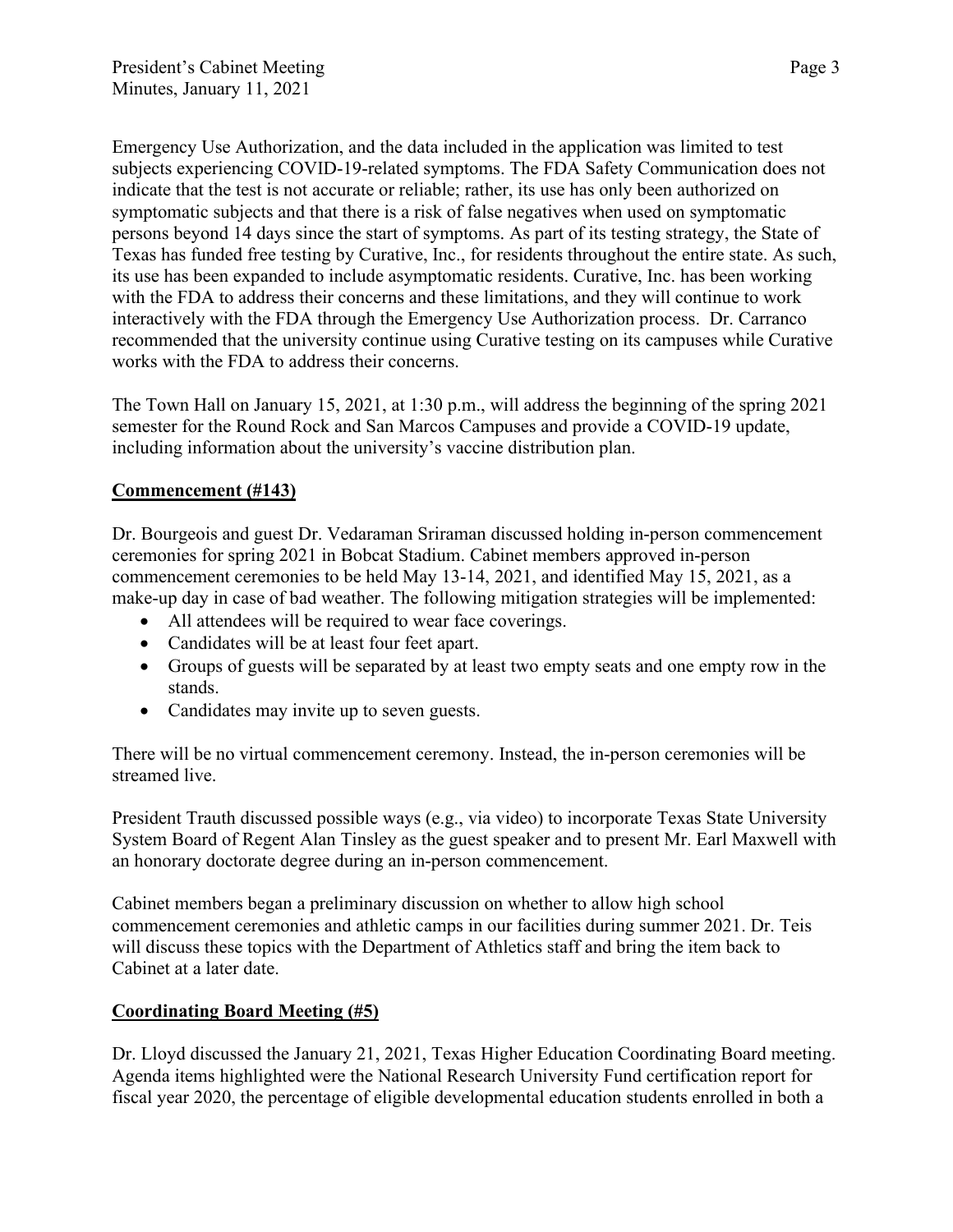Emergency Use Authorization, and the data included in the application was limited to test subjects experiencing COVID-19-related symptoms. The FDA Safety Communication does not indicate that the test is not accurate or reliable; rather, its use has only been authorized on symptomatic subjects and that there is a risk of false negatives when used on symptomatic persons beyond 14 days since the start of symptoms. As part of its testing strategy, the State of Texas has funded free testing by Curative, Inc., for residents throughout the entire state. As such, its use has been expanded to include asymptomatic residents. Curative, Inc. has been working with the FDA to address their concerns and these limitations, and they will continue to work interactively with the FDA through the Emergency Use Authorization process. Dr. Carranco recommended that the university continue using Curative testing on its campuses while Curative works with the FDA to address their concerns.

The Town Hall on January 15, 2021, at 1:30 p.m., will address the beginning of the spring 2021 semester for the Round Rock and San Marcos Campuses and provide a COVID-19 update, including information about the university's vaccine distribution plan.

**Commencement (#143)**

Dr. Bourgeois and guest Dr. Vedaraman Sriraman discussed holding in-person commencement ceremonies for spring 2021 in Bobcat Stadium. Cabinet members approved in-person commencement ceremonies to be held May 13-14, 2021, and identified May 15, 2021, as a make-up day in case of bad weather. The following mitigation strategies will be implemented:

- All attendees will be required to wear face coverings.
- Candidates will be at least four feet apart.
- Groups of guests will be separated by at least two empty seats and one empty row in the stands.
- Candidates may invite up to seven guests.

There will be no virtual commencement ceremony. Instead, the in-person ceremonies will be streamed live.

President Trauth discussed possible ways (e.g., via video) to incorporate Texas State University System Board of Regent Alan Tinsley as the guest speaker and to present Mr. Earl Maxwell with an honorary doctorate degree during an in-person commencement.

Cabinet members began a preliminary discussion on whether to allow high school commencement ceremonies and athletic camps in our facilities during summer 2021. Dr. Teis will discuss these topics with the Department of Athletics staff and bring the item back to Cabinet at a later date.

**Coordinating Board Meeting (#5)**

Dr. Lloyd discussed the January 21, 2021, Texas Higher Education Coordinating Board meeting. Agenda items highlighted were the National Research University Fund certification report for fiscal year 2020, the percentage of eligible developmental education students enrolled in both a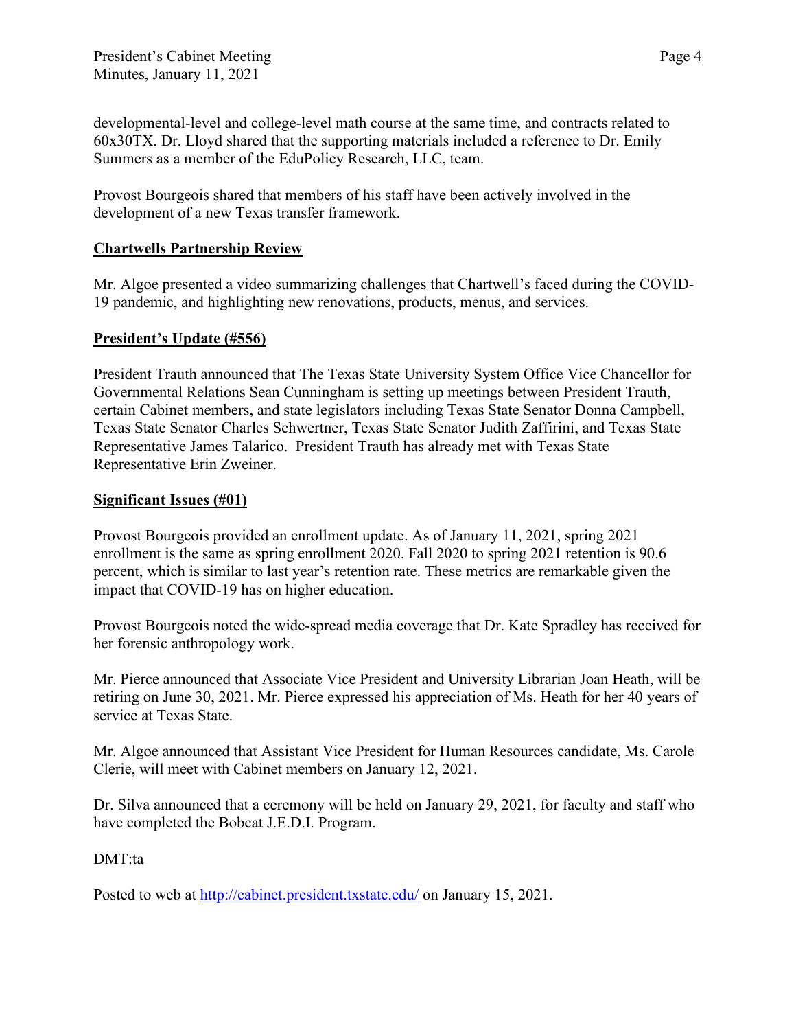developmental-level and college-level math course at the same time, and contracts related to 60x30TX. Dr. Lloyd shared that the supporting materials included a reference to Dr. Emily Summers as a member of the EduPolicy Research, LLC, team.

Provost Bourgeois shared that members of his staff have been actively involved in the development of a new Texas transfer framework.

**Chartwells Partnership Review**

Mr. Algoe presented a video summarizing challenges that Chartwell's faced during the COVID-19 pandemic, and highlighting new renovations, products, menus, and services.

**President's Update (#556)**

President Trauth announced that The Texas State University System Office Vice Chancellor for Governmental Relations Sean Cunningham is setting up meetings between President Trauth, certain Cabinet members, and state legislators including Texas State Senator Donna Campbell, Texas State Senator Charles Schwertner, Texas State Senator Judith Zaffirini, and Texas State Representative James Talarico. President Trauth has already met with Texas State Representative Erin Zweiner.

**Significant Issues (#01)**

Provost Bourgeois provided an enrollment update. As of January 11, 2021, spring 2021 enrollment is the same as spring enrollment 2020. Fall 2020 to spring 2021 retention is 90.6 percent, which is similar to last year's retention rate. These metrics are remarkable given the impact that COVID-19 has on higher education.

Provost Bourgeois noted the wide-spread media coverage that Dr. Kate Spradley has received for her forensic anthropology work.

Mr. Pierce announced that Associate Vice President and University Librarian Joan Heath, will be retiring on June 30, 2021. Mr. Pierce expressed his appreciation of Ms. Heath for her 40 years of service at Texas State.

Mr. Algoe announced that Assistant Vice President for Human Resources candidate, Ms. Carole Clerie, will meet with Cabinet members on January 12, 2021.

Dr. Silva announced that a ceremony will be held on January 29, 2021, for faculty and staff who have completed the Bobcat J.E.D.I. Program.

DMT:ta

Posted to web at [http://cabinet.president.txstate.edu/](http://cabinet.president.txstate.edu/) on January 15, 2021.